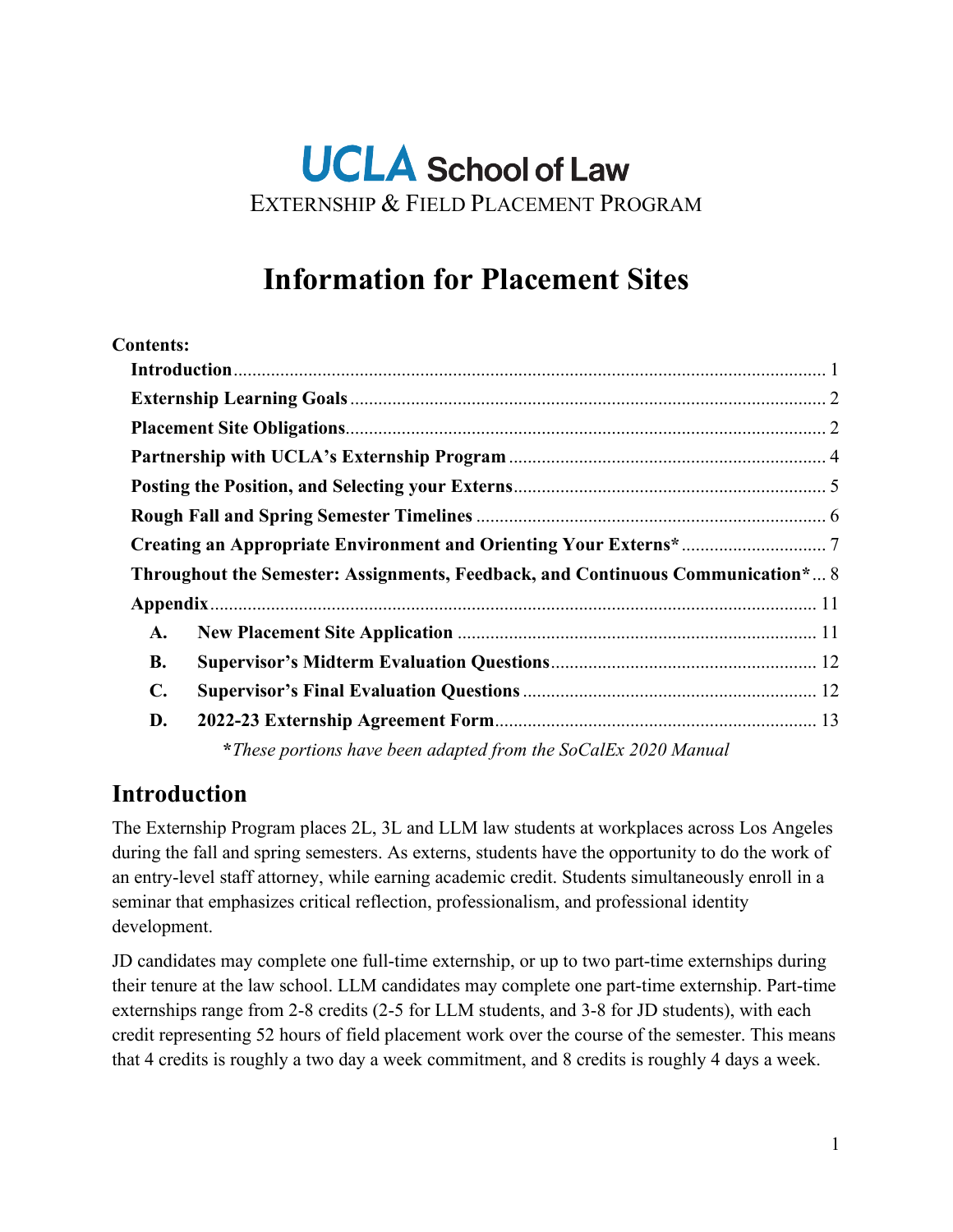# UCLA School of Law

EXTERNSHIP & FIELD PLACEMENT PROGRAM

# Information for Placement Sites

**Contents:**

- **Introduction** ........ 1
- **Externship Learning Goals** ........ 2
- **Placement Site Obligations** ........ 2
- **Partnership with UCLA's Externship Program** ........ 4
- **Posting the Position, and Selecting your Externs** ........ 5
- **Rough Fall and Spring Semester Timelines** ........ 6
- **Creating an Appropriate Environment and Orienting Your Externs*** ........ 7
- **Throughout the Semester: Assignments, Feedback, and Continuous Communication*** ... 8
- **Appendix** ........ 11
  - **A. New Placement Site Application** ........ 11
  - **B. Supervisor's Midterm Evaluation Questions** ........ 12
  - **C. Supervisor's Final Evaluation Questions** ........ 12
  - **D. 2022-23 Externship Agreement Form** ........ 13

***These portions have been adapted from the SoCalEx 2020 Manual***

## Introduction

The Externship Program places 2L, 3L and LLM law students at workplaces across Los Angeles during the fall and spring semesters. As externs, students have the opportunity to do the work of an entry-level staff attorney, while earning academic credit. Students simultaneously enroll in a seminar that emphasizes critical reflection, professionalism, and professional identity development.

JD candidates may complete one full-time externship, or up to two part-time externships during their tenure at the law school. LLM candidates may complete one part-time externship. Part-time externships range from 2-8 credits (2-5 for LLM students, and 3-8 for JD students), with each credit representing 52 hours of field placement work over the course of the semester. This means that 4 credits is roughly a two day a week commitment, and 8 credits is roughly 4 days a week.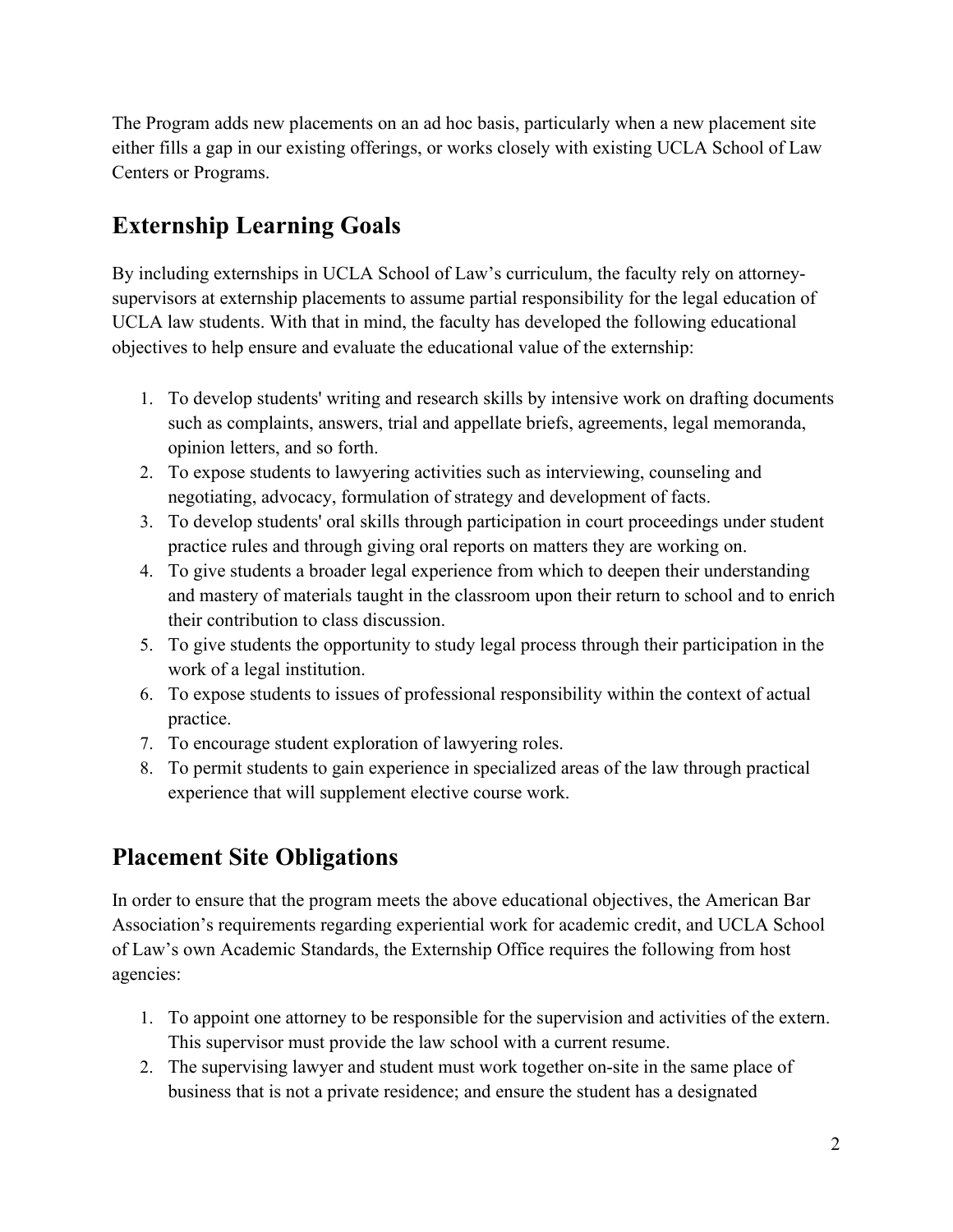The Program adds new placements on an ad hoc basis, particularly when a new placement site either fills a gap in our existing offerings, or works closely with existing UCLA School of Law Centers or Programs.

## Externship Learning Goals

By including externships in UCLA School of Law's curriculum, the faculty rely on attorney-supervisors at externship placements to assume partial responsibility for the legal education of UCLA law students. With that in mind, the faculty has developed the following educational objectives to help ensure and evaluate the educational value of the externship:

1. To develop students' writing and research skills by intensive work on drafting documents such as complaints, answers, trial and appellate briefs, agreements, legal memoranda, opinion letters, and so forth.
2. To expose students to lawyering activities such as interviewing, counseling and negotiating, advocacy, formulation of strategy and development of facts.
3. To develop students' oral skills through participation in court proceedings under student practice rules and through giving oral reports on matters they are working on.
4. To give students a broader legal experience from which to deepen their understanding and mastery of materials taught in the classroom upon their return to school and to enrich their contribution to class discussion.
5. To give students the opportunity to study legal process through their participation in the work of a legal institution.
6. To expose students to issues of professional responsibility within the context of actual practice.
7. To encourage student exploration of lawyering roles.
8. To permit students to gain experience in specialized areas of the law through practical experience that will supplement elective course work.

## Placement Site Obligations

In order to ensure that the program meets the above educational objectives, the American Bar Association's requirements regarding experiential work for academic credit, and UCLA School of Law's own Academic Standards, the Externship Office requires the following from host agencies:

1. To appoint one attorney to be responsible for the supervision and activities of the extern. This supervisor must provide the law school with a current resume.
2. The supervising lawyer and student must work together on-site in the same place of business that is not a private residence; and ensure the student has a designated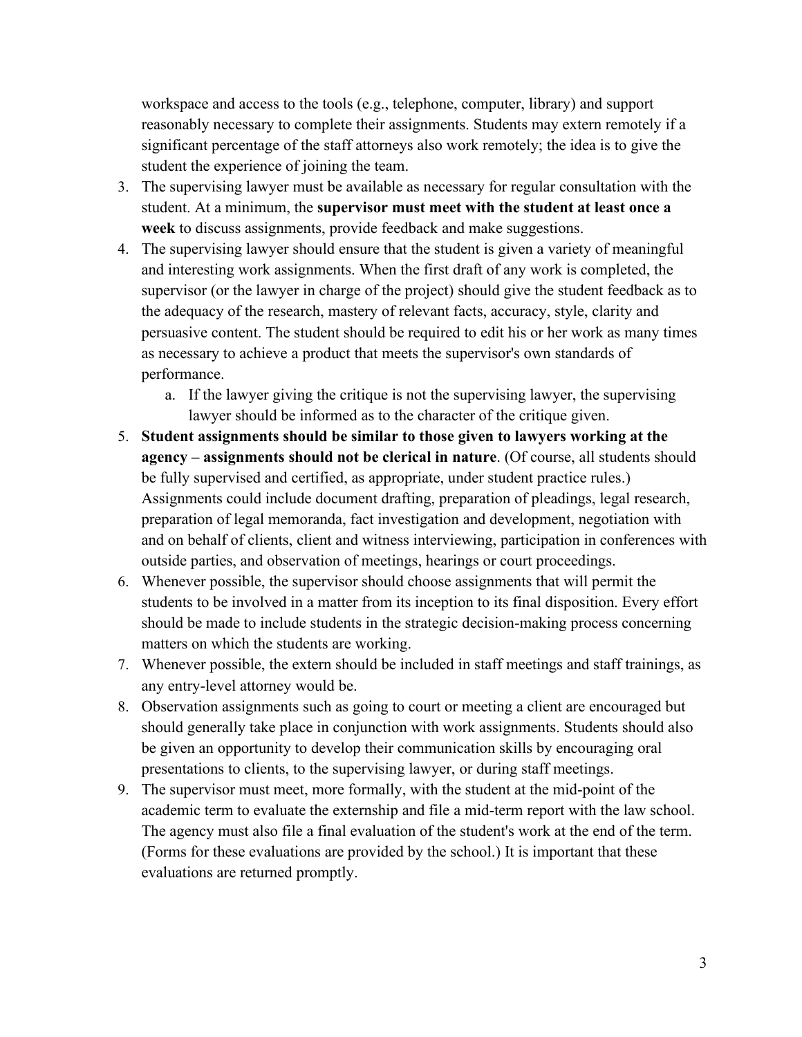workspace and access to the tools (e.g., telephone, computer, library) and support reasonably necessary to complete their assignments. Students may extern remotely if a significant percentage of the staff attorneys also work remotely; the idea is to give the student the experience of joining the team.

3. The supervising lawyer must be available as necessary for regular consultation with the student. At a minimum, the **supervisor must meet with the student at least once a week** to discuss assignments, provide feedback and make suggestions.
4. The supervising lawyer should ensure that the student is given a variety of meaningful and interesting work assignments. When the first draft of any work is completed, the supervisor (or the lawyer in charge of the project) should give the student feedback as to the adequacy of the research, mastery of relevant facts, accuracy, style, clarity and persuasive content. The student should be required to edit his or her work as many times as necessary to achieve a product that meets the supervisor's own standards of performance.
    a. If the lawyer giving the critique is not the supervising lawyer, the supervising lawyer should be informed as to the character of the critique given.
5. **Student assignments should be similar to those given to lawyers working at the agency – assignments should not be clerical in nature**. (Of course, all students should be fully supervised and certified, as appropriate, under student practice rules.) Assignments could include document drafting, preparation of pleadings, legal research, preparation of legal memoranda, fact investigation and development, negotiation with and on behalf of clients, client and witness interviewing, participation in conferences with outside parties, and observation of meetings, hearings or court proceedings.
6. Whenever possible, the supervisor should choose assignments that will permit the students to be involved in a matter from its inception to its final disposition. Every effort should be made to include students in the strategic decision-making process concerning matters on which the students are working.
7. Whenever possible, the extern should be included in staff meetings and staff trainings, as any entry-level attorney would be.
8. Observation assignments such as going to court or meeting a client are encouraged but should generally take place in conjunction with work assignments. Students should also be given an opportunity to develop their communication skills by encouraging oral presentations to clients, to the supervising lawyer, or during staff meetings.
9. The supervisor must meet, more formally, with the student at the mid-point of the academic term to evaluate the externship and file a mid-term report with the law school. The agency must also file a final evaluation of the student's work at the end of the term. (Forms for these evaluations are provided by the school.) It is important that these evaluations are returned promptly.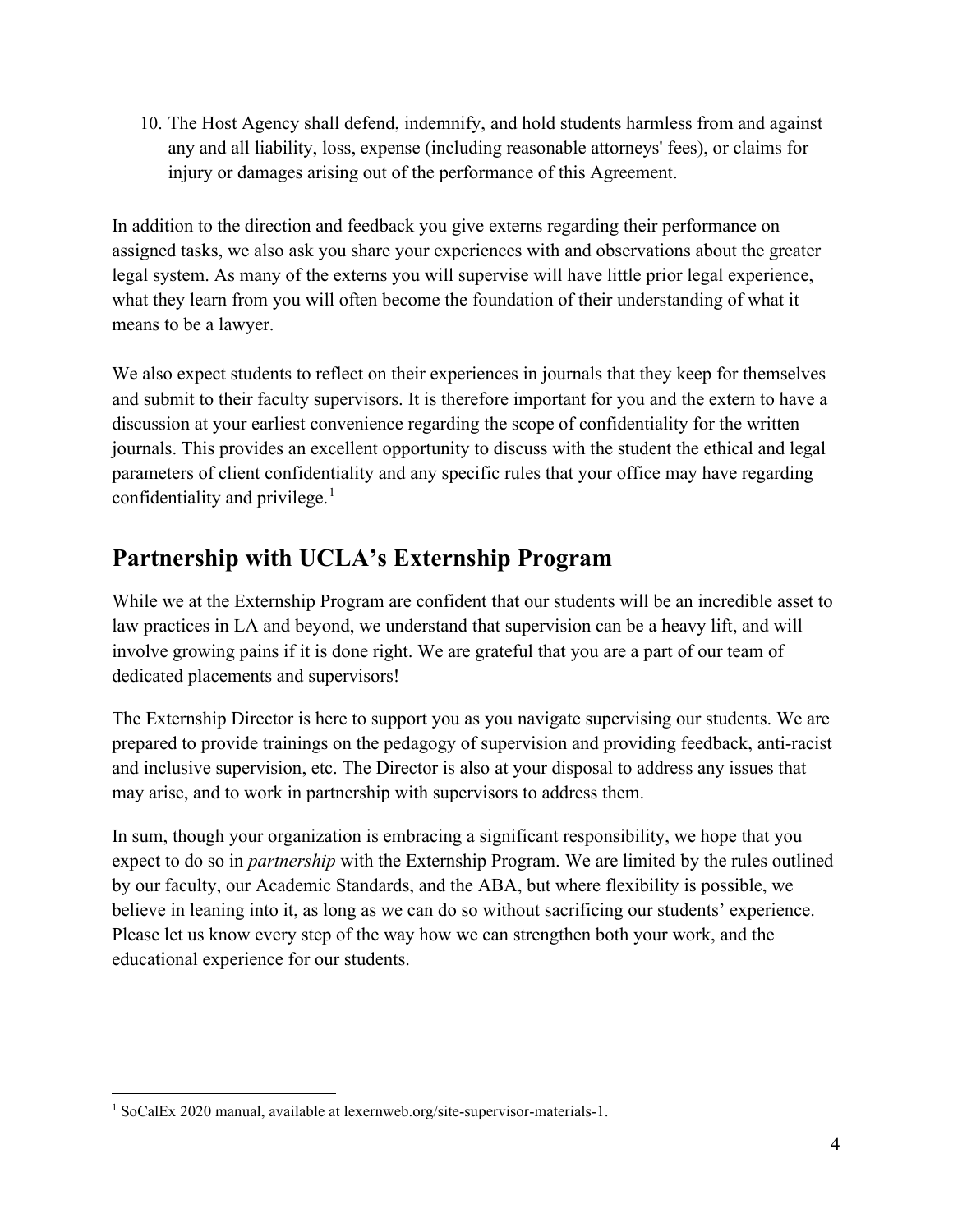10. The Host Agency shall defend, indemnify, and hold students harmless from and against any and all liability, loss, expense (including reasonable attorneys' fees), or claims for injury or damages arising out of the performance of this Agreement.

In addition to the direction and feedback you give externs regarding their performance on assigned tasks, we also ask you share your experiences with and observations about the greater legal system. As many of the externs you will supervise will have little prior legal experience, what they learn from you will often become the foundation of their understanding of what it means to be a lawyer.

We also expect students to reflect on their experiences in journals that they keep for themselves and submit to their faculty supervisors. It is therefore important for you and the extern to have a discussion at your earliest convenience regarding the scope of confidentiality for the written journals. This provides an excellent opportunity to discuss with the student the ethical and legal parameters of client confidentiality and any specific rules that your office may have regarding confidentiality and privilege.[1]

## Partnership with UCLA's Externship Program

While we at the Externship Program are confident that our students will be an incredible asset to law practices in LA and beyond, we understand that supervision can be a heavy lift, and will involve growing pains if it is done right. We are grateful that you are a part of our team of dedicated placements and supervisors!

The Externship Director is here to support you as you navigate supervising our students. We are prepared to provide trainings on the pedagogy of supervision and providing feedback, anti-racist and inclusive supervision, etc. The Director is also at your disposal to address any issues that may arise, and to work in partnership with supervisors to address them.

In sum, though your organization is embracing a significant responsibility, we hope that you expect to do so in *partnership* with the Externship Program. We are limited by the rules outlined by our faculty, our Academic Standards, and the ABA, but where flexibility is possible, we believe in leaning into it, as long as we can do so without sacrificing our students' experience. Please let us know every step of the way how we can strengthen both your work, and the educational experience for our students.

[1] SoCalEx 2020 manual, available at lexernweb.org/site-supervisor-materials-1.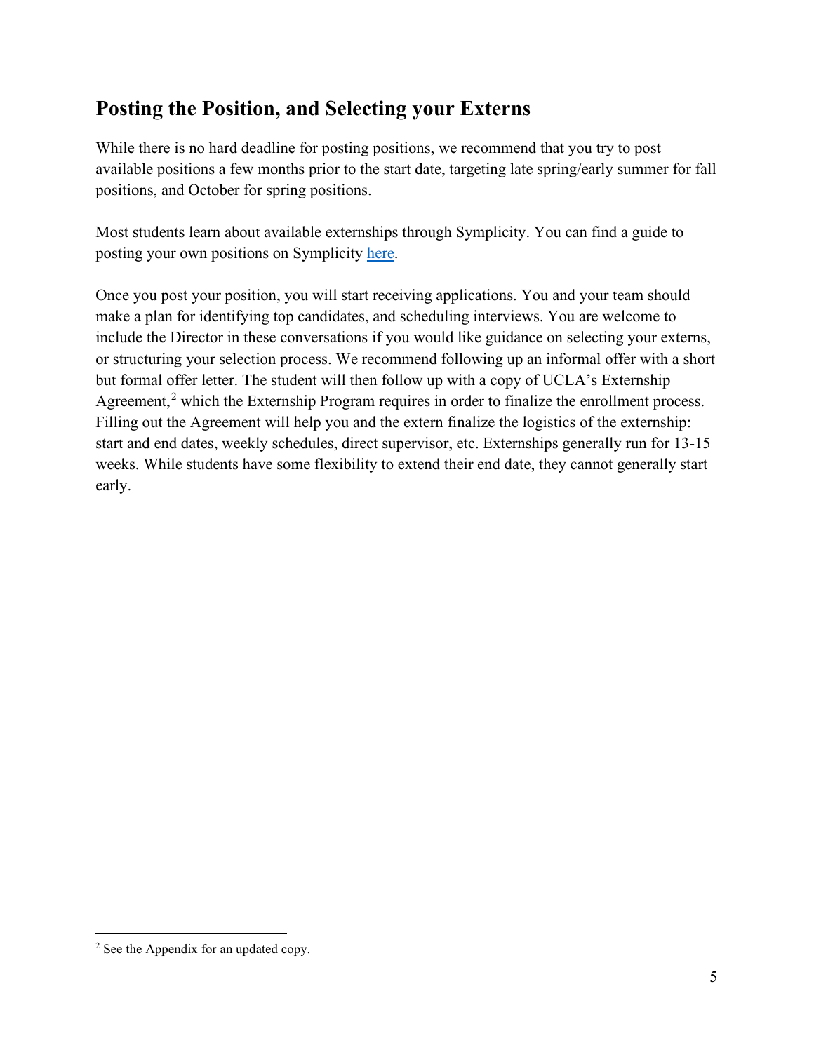## Posting the Position, and Selecting your Externs

While there is no hard deadline for posting positions, we recommend that you try to post available positions a few months prior to the start date, targeting late spring/early summer for fall positions, and October for spring positions.

Most students learn about available externships through Symplicity. You can find a guide to posting your own positions on Symplicity here.

Once you post your position, you will start receiving applications. You and your team should make a plan for identifying top candidates, and scheduling interviews. You are welcome to include the Director in these conversations if you would like guidance on selecting your externs, or structuring your selection process. We recommend following up an informal offer with a short but formal offer letter. The student will then follow up with a copy of UCLA's Externship Agreement,[2] which the Externship Program requires in order to finalize the enrollment process. Filling out the Agreement will help you and the extern finalize the logistics of the externship: start and end dates, weekly schedules, direct supervisor, etc. Externships generally run for 13-15 weeks. While students have some flexibility to extend their end date, they cannot generally start early.

---

[2] See the Appendix for an updated copy.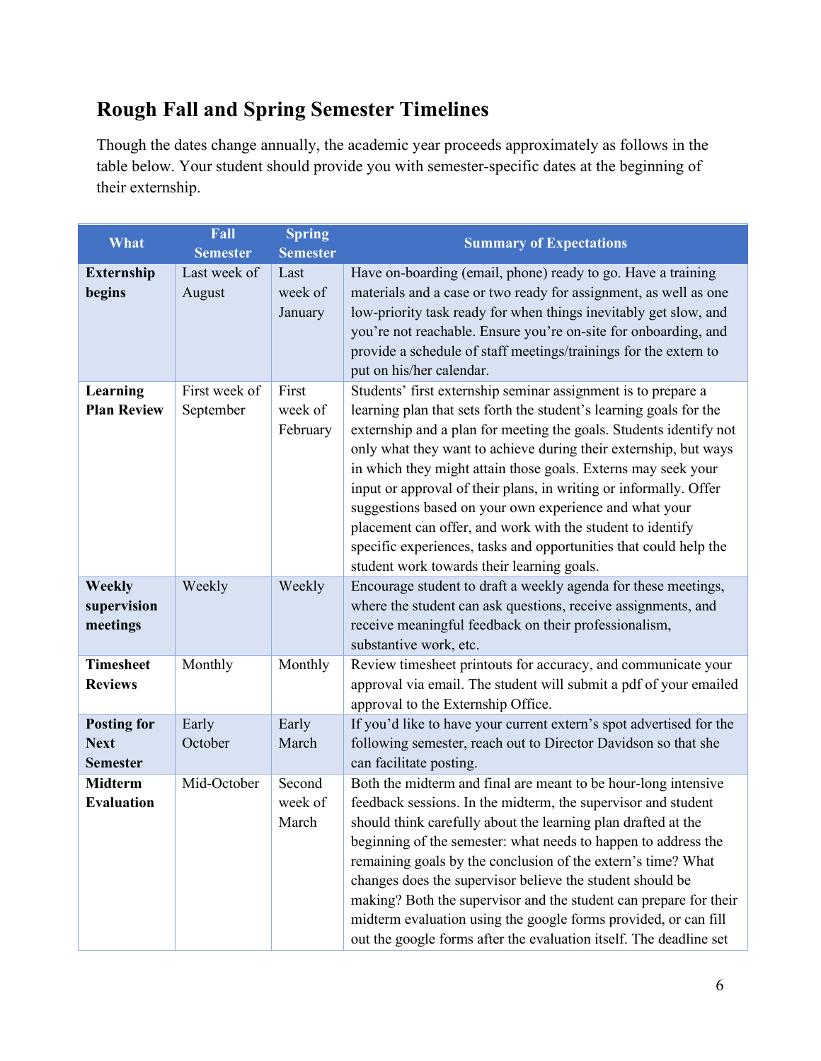## Rough Fall and Spring Semester Timelines

Though the dates change annually, the academic year proceeds approximately as follows in the table below. Your student should provide you with semester-specific dates at the beginning of their externship.

| What | Fall Semester | Spring Semester | Summary of Expectations |
|---|---|---|---|
| **Externship begins** | Last week of August | Last week of January | Have on-boarding (email, phone) ready to go. Have a training materials and a case or two ready for assignment, as well as one low-priority task ready for when things inevitably get slow, and you're not reachable. Ensure you're on-site for onboarding, and provide a schedule of staff meetings/trainings for the extern to put on his/her calendar. |
| **Learning Plan Review** | First week of September | First week of February | Students' first externship seminar assignment is to prepare a learning plan that sets forth the student's learning goals for the externship and a plan for meeting the goals. Students identify not only what they want to achieve during their externship, but ways in which they might attain those goals. Externs may seek your input or approval of their plans, in writing or informally. Offer suggestions based on your own experience and what your placement can offer, and work with the student to identify specific experiences, tasks and opportunities that could help the student work towards their learning goals. |
| **Weekly supervision meetings** | Weekly | Weekly | Encourage student to draft a weekly agenda for these meetings, where the student can ask questions, receive assignments, and receive meaningful feedback on their professionalism, substantive work, etc. |
| **Timesheet Reviews** | Monthly | Monthly | Review timesheet printouts for accuracy, and communicate your approval via email. The student will submit a pdf of your emailed approval to the Externship Office. |
| **Posting for Next Semester** | Early October | Early March | If you'd like to have your current extern's spot advertised for the following semester, reach out to Director Davidson so that she can facilitate posting. |
| **Midterm Evaluation** | Mid-October | Second week of March | Both the midterm and final are meant to be hour-long intensive feedback sessions. In the midterm, the supervisor and student should think carefully about the learning plan drafted at the beginning of the semester: what needs to happen to address the remaining goals by the conclusion of the extern's time? What changes does the supervisor believe the student should be making? Both the supervisor and the student can prepare for their midterm evaluation using the google forms provided, or can fill out the google forms after the evaluation itself. The deadline set |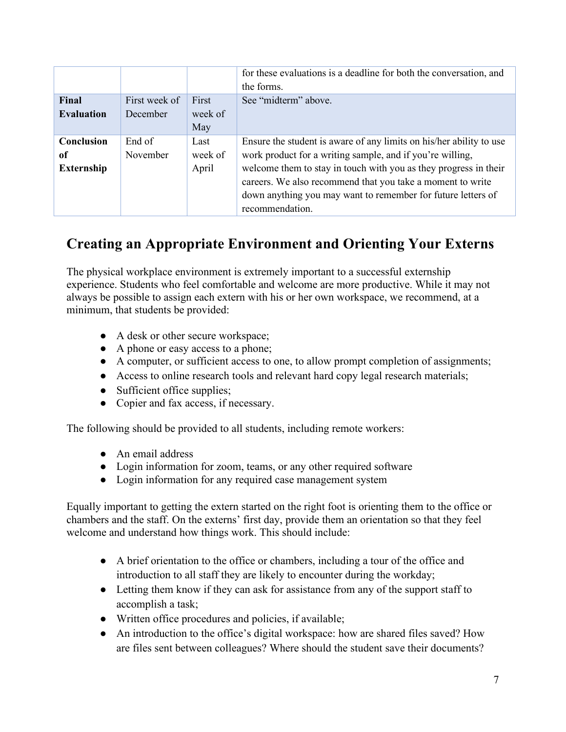| | | | for these evaluations is a deadline for both the conversation, and the forms. |
|---|---|---|---|
| **Final Evaluation** | First week of December | First week of May | See "midterm" above. |
| **Conclusion of Externship** | End of November | Last week of April | Ensure the student is aware of any limits on his/her ability to use work product for a writing sample, and if you're willing, welcome them to stay in touch with you as they progress in their careers. We also recommend that you take a moment to write down anything you may want to remember for future letters of recommendation. |

## Creating an Appropriate Environment and Orienting Your Externs

The physical workplace environment is extremely important to a successful externship experience. Students who feel comfortable and welcome are more productive. While it may not always be possible to assign each extern with his or her own workspace, we recommend, at a minimum, that students be provided:

- A desk or other secure workspace;
- A phone or easy access to a phone;
- A computer, or sufficient access to one, to allow prompt completion of assignments;
- Access to online research tools and relevant hard copy legal research materials;
- Sufficient office supplies;
- Copier and fax access, if necessary.

The following should be provided to all students, including remote workers:

- An email address
- Login information for zoom, teams, or any other required software
- Login information for any required case management system

Equally important to getting the extern started on the right foot is orienting them to the office or chambers and the staff. On the externs' first day, provide them an orientation so that they feel welcome and understand how things work. This should include:

- A brief orientation to the office or chambers, including a tour of the office and introduction to all staff they are likely to encounter during the workday;
- Letting them know if they can ask for assistance from any of the support staff to accomplish a task;
- Written office procedures and policies, if available;
- An introduction to the office's digital workspace: how are shared files saved? How are files sent between colleagues? Where should the student save their documents?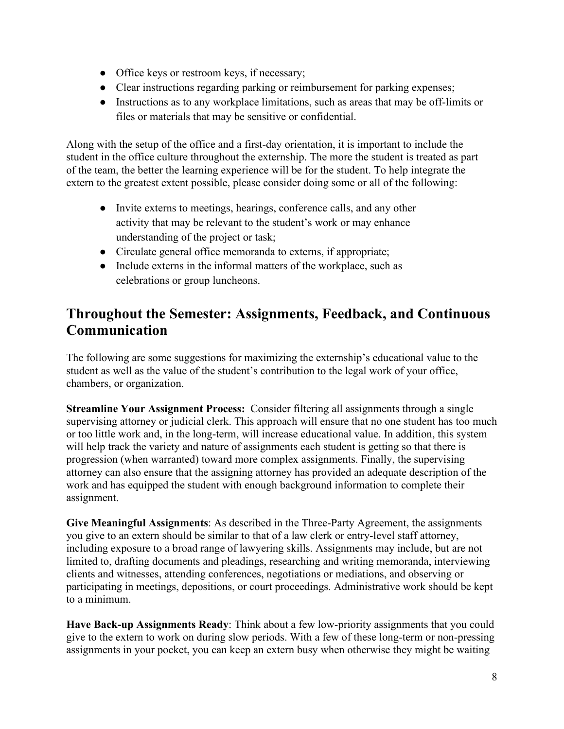- Office keys or restroom keys, if necessary;
- Clear instructions regarding parking or reimbursement for parking expenses;
- Instructions as to any workplace limitations, such as areas that may be off-limits or files or materials that may be sensitive or confidential.

Along with the setup of the office and a first-day orientation, it is important to include the student in the office culture throughout the externship. The more the student is treated as part of the team, the better the learning experience will be for the student. To help integrate the extern to the greatest extent possible, please consider doing some or all of the following:

- Invite externs to meetings, hearings, conference calls, and any other activity that may be relevant to the student's work or may enhance understanding of the project or task;
- Circulate general office memoranda to externs, if appropriate;
- Include externs in the informal matters of the workplace, such as celebrations or group luncheons.

## Throughout the Semester: Assignments, Feedback, and Continuous Communication

The following are some suggestions for maximizing the externship's educational value to the student as well as the value of the student's contribution to the legal work of your office, chambers, or organization.

**Streamline Your Assignment Process:** Consider filtering all assignments through a single supervising attorney or judicial clerk. This approach will ensure that no one student has too much or too little work and, in the long-term, will increase educational value. In addition, this system will help track the variety and nature of assignments each student is getting so that there is progression (when warranted) toward more complex assignments. Finally, the supervising attorney can also ensure that the assigning attorney has provided an adequate description of the work and has equipped the student with enough background information to complete their assignment.

**Give Meaningful Assignments**: As described in the Three-Party Agreement, the assignments you give to an extern should be similar to that of a law clerk or entry-level staff attorney, including exposure to a broad range of lawyering skills. Assignments may include, but are not limited to, drafting documents and pleadings, researching and writing memoranda, interviewing clients and witnesses, attending conferences, negotiations or mediations, and observing or participating in meetings, depositions, or court proceedings. Administrative work should be kept to a minimum.

**Have Back-up Assignments Ready**: Think about a few low-priority assignments that you could give to the extern to work on during slow periods. With a few of these long-term or non-pressing assignments in your pocket, you can keep an extern busy when otherwise they might be waiting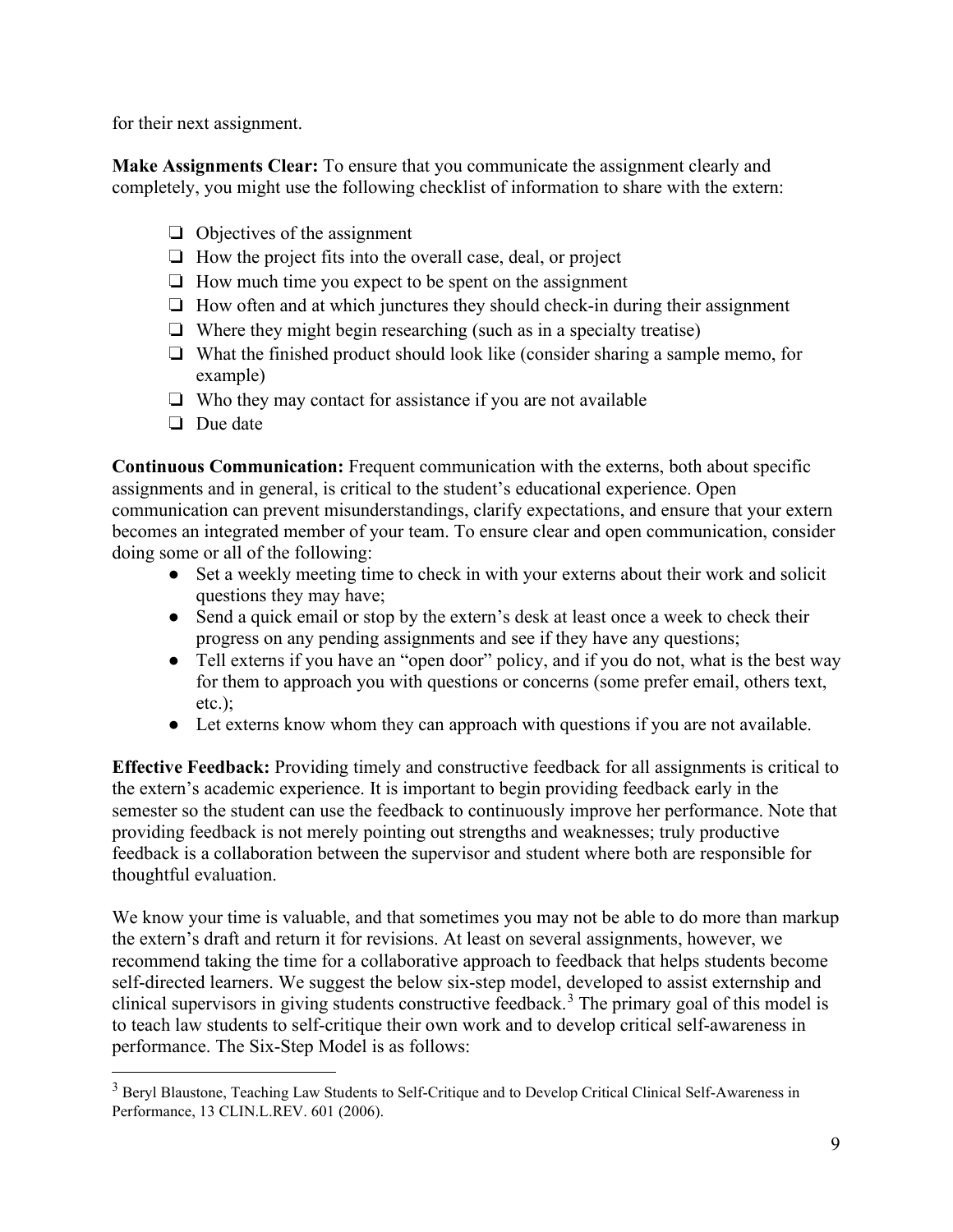for their next assignment.

**Make Assignments Clear:** To ensure that you communicate the assignment clearly and completely, you might use the following checklist of information to share with the extern:

- ❑ Objectives of the assignment
- ❑ How the project fits into the overall case, deal, or project
- ❑ How much time you expect to be spent on the assignment
- ❑ How often and at which junctures they should check-in during their assignment
- ❑ Where they might begin researching (such as in a specialty treatise)
- ❑ What the finished product should look like (consider sharing a sample memo, for example)
- ❑ Who they may contact for assistance if you are not available
- ❑ Due date

**Continuous Communication:** Frequent communication with the externs, both about specific assignments and in general, is critical to the student's educational experience. Open communication can prevent misunderstandings, clarify expectations, and ensure that your extern becomes an integrated member of your team. To ensure clear and open communication, consider doing some or all of the following:

- Set a weekly meeting time to check in with your externs about their work and solicit questions they may have;
- Send a quick email or stop by the extern's desk at least once a week to check their progress on any pending assignments and see if they have any questions;
- Tell externs if you have an "open door" policy, and if you do not, what is the best way for them to approach you with questions or concerns (some prefer email, others text, etc.);
- Let externs know whom they can approach with questions if you are not available.

**Effective Feedback:** Providing timely and constructive feedback for all assignments is critical to the extern's academic experience. It is important to begin providing feedback early in the semester so the student can use the feedback to continuously improve her performance. Note that providing feedback is not merely pointing out strengths and weaknesses; truly productive feedback is a collaboration between the supervisor and student where both are responsible for thoughtful evaluation.

We know your time is valuable, and that sometimes you may not be able to do more than markup the extern's draft and return it for revisions. At least on several assignments, however, we recommend taking the time for a collaborative approach to feedback that helps students become self-directed learners. We suggest the below six-step model, developed to assist externship and clinical supervisors in giving students constructive feedback.[3] The primary goal of this model is to teach law students to self-critique their own work and to develop critical self-awareness in performance. The Six-Step Model is as follows:

---

[3] Beryl Blaustone, Teaching Law Students to Self-Critique and to Develop Critical Clinical Self-Awareness in Performance, 13 CLIN.L.REV. 601 (2006).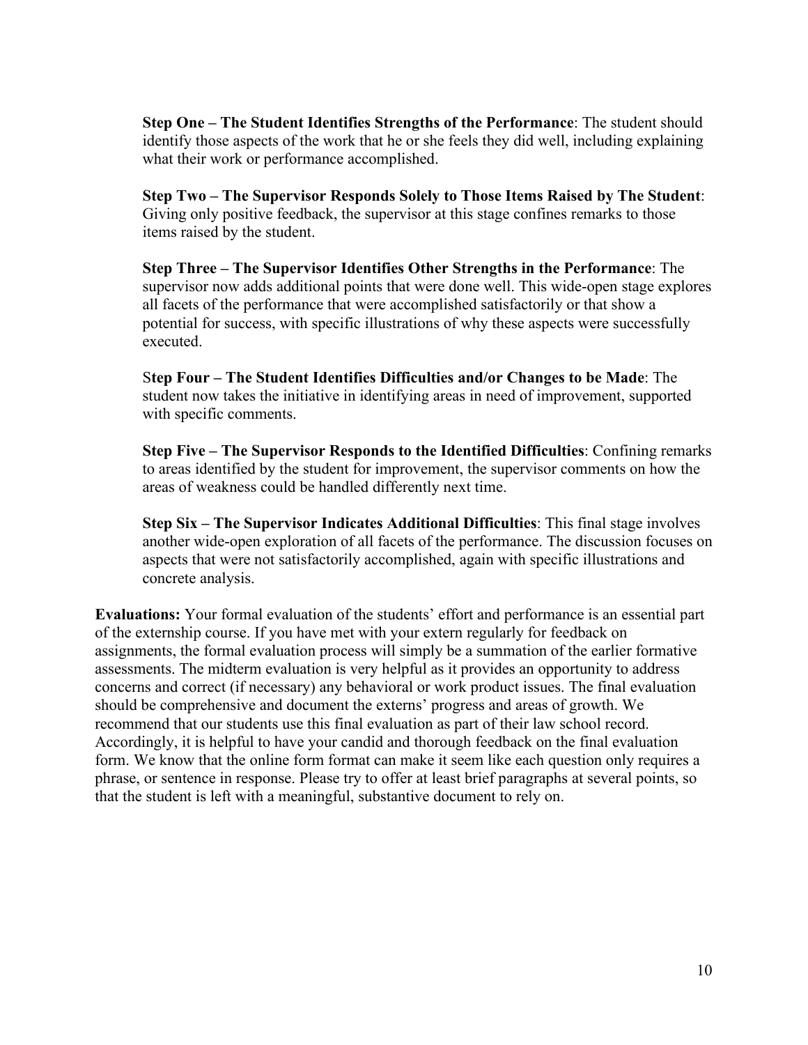**Step One – The Student Identifies Strengths of the Performance**: The student should identify those aspects of the work that he or she feels they did well, including explaining what their work or performance accomplished.

**Step Two – The Supervisor Responds Solely to Those Items Raised by The Student**: Giving only positive feedback, the supervisor at this stage confines remarks to those items raised by the student.

**Step Three – The Supervisor Identifies Other Strengths in the Performance**: The supervisor now adds additional points that were done well. This wide-open stage explores all facets of the performance that were accomplished satisfactorily or that show a potential for success, with specific illustrations of why these aspects were successfully executed.

**Step Four – The Student Identifies Difficulties and/or Changes to be Made**: The student now takes the initiative in identifying areas in need of improvement, supported with specific comments.

**Step Five – The Supervisor Responds to the Identified Difficulties**: Confining remarks to areas identified by the student for improvement, the supervisor comments on how the areas of weakness could be handled differently next time.

**Step Six – The Supervisor Indicates Additional Difficulties**: This final stage involves another wide-open exploration of all facets of the performance. The discussion focuses on aspects that were not satisfactorily accomplished, again with specific illustrations and concrete analysis.

**Evaluations:** Your formal evaluation of the students' effort and performance is an essential part of the externship course. If you have met with your extern regularly for feedback on assignments, the formal evaluation process will simply be a summation of the earlier formative assessments. The midterm evaluation is very helpful as it provides an opportunity to address concerns and correct (if necessary) any behavioral or work product issues. The final evaluation should be comprehensive and document the externs' progress and areas of growth. We recommend that our students use this final evaluation as part of their law school record. Accordingly, it is helpful to have your candid and thorough feedback on the final evaluation form. We know that the online form format can make it seem like each question only requires a phrase, or sentence in response. Please try to offer at least brief paragraphs at several points, so that the student is left with a meaningful, substantive document to rely on.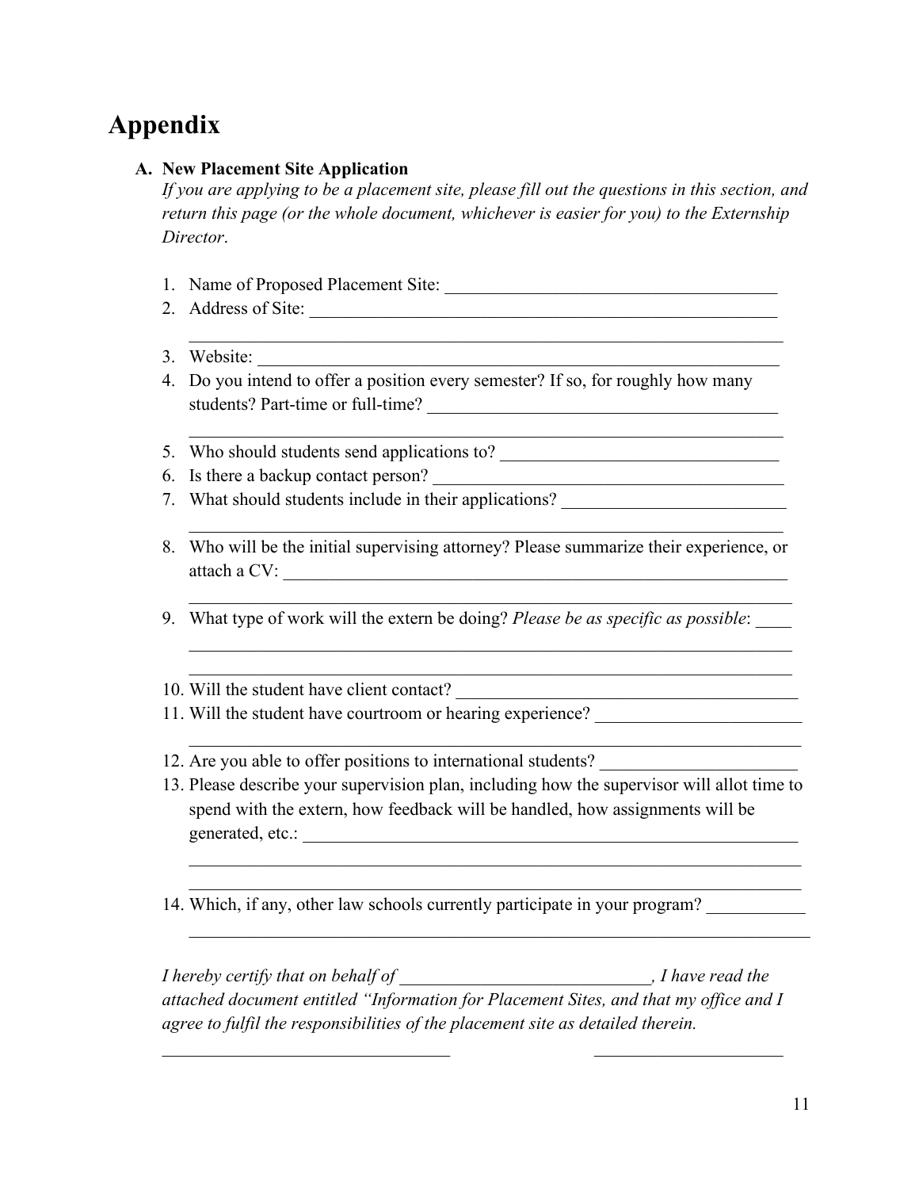# Appendix

**A. New Placement Site Application**

*If you are applying to be a placement site, please fill out the questions in this section, and return this page (or the whole document, whichever is easier for you) to the Externship Director*.

1. Name of Proposed Placement Site: ______________________________________
2. Address of Site: ______________________________________________________
   ______________________________________________________________________
3. Website: _____________________________________________________________
4. Do you intend to offer a position every semester? If so, for roughly how many students? Part-time or full-time? ______________________________________
   ______________________________________________________________________
5. Who should students send applications to? ______________________________
6. Is there a backup contact person? _____________________________________
7. What should students include in their applications? _______________________
   ______________________________________________________________________
8. Who will be the initial supervising attorney? Please summarize their experience, or attach a CV: _________________________________________________________
   ______________________________________________________________________
9. What type of work will the extern be doing? *Please be as specific as possible*: ____
   ______________________________________________________________________
   ______________________________________________________________________
10. Will the student have client contact? _____________________________________
11. Will the student have courtroom or hearing experience? ______________________
    ______________________________________________________________________
12. Are you able to offer positions to international students? _____________________
13. Please describe your supervision plan, including how the supervisor will allot time to spend with the extern, how feedback will be handled, how assignments will be generated, etc.: _________________________________________________________
    ______________________________________________________________________
    ______________________________________________________________________
14. Which, if any, other law schools currently participate in your program? ___________
    ______________________________________________________________________

*I hereby certify that on behalf of ___________________________, I have read the attached document entitled "Information for Placement Sites, and that my office and I agree to fulfil the responsibilities of the placement site as detailed therein.*

________________________________ &nbsp;&nbsp;&nbsp;&nbsp;&nbsp;&nbsp;&nbsp;&nbsp; _____________________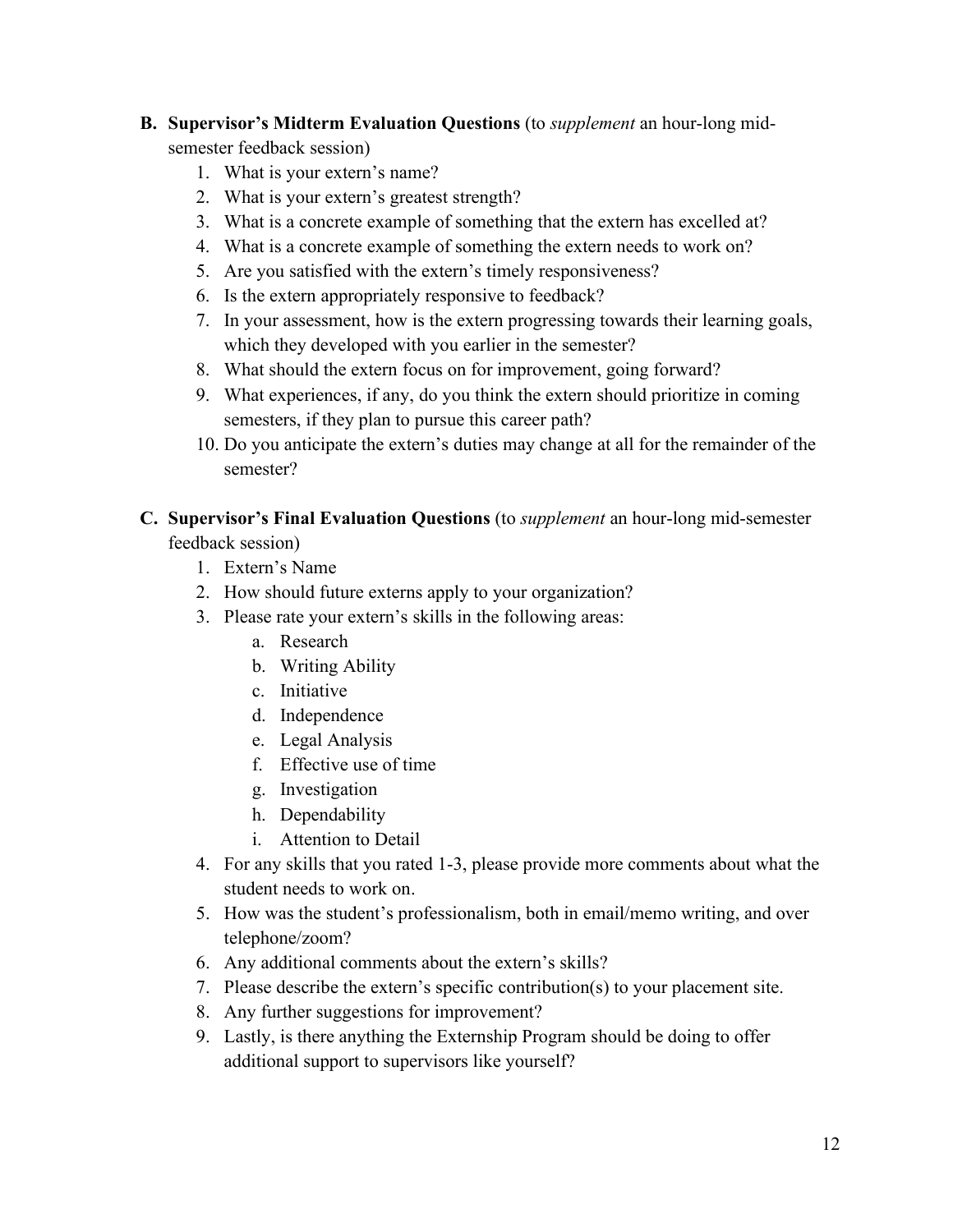**B. Supervisor's Midterm Evaluation Questions** (to *supplement* an hour-long mid-semester feedback session)

1. What is your extern's name?
2. What is your extern's greatest strength?
3. What is a concrete example of something that the extern has excelled at?
4. What is a concrete example of something the extern needs to work on?
5. Are you satisfied with the extern's timely responsiveness?
6. Is the extern appropriately responsive to feedback?
7. In your assessment, how is the extern progressing towards their learning goals, which they developed with you earlier in the semester?
8. What should the extern focus on for improvement, going forward?
9. What experiences, if any, do you think the extern should prioritize in coming semesters, if they plan to pursue this career path?
10. Do you anticipate the extern's duties may change at all for the remainder of the semester?

**C. Supervisor's Final Evaluation Questions** (to *supplement* an hour-long mid-semester feedback session)

1. Extern's Name
2. How should future externs apply to your organization?
3. Please rate your extern's skills in the following areas:
   a. Research
   b. Writing Ability
   c. Initiative
   d. Independence
   e. Legal Analysis
   f. Effective use of time
   g. Investigation
   h. Dependability
   i. Attention to Detail
4. For any skills that you rated 1-3, please provide more comments about what the student needs to work on.
5. How was the student's professionalism, both in email/memo writing, and over telephone/zoom?
6. Any additional comments about the extern's skills?
7. Please describe the extern's specific contribution(s) to your placement site.
8. Any further suggestions for improvement?
9. Lastly, is there anything the Externship Program should be doing to offer additional support to supervisors like yourself?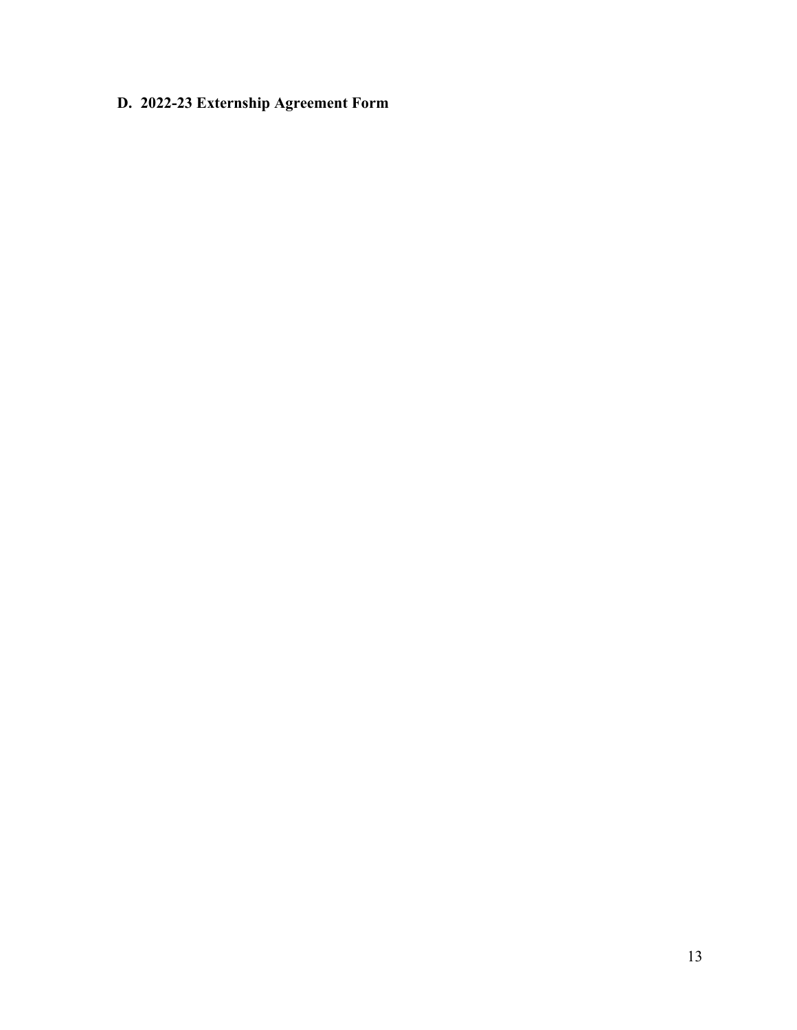### D. 2022-23 Externship Agreement Form